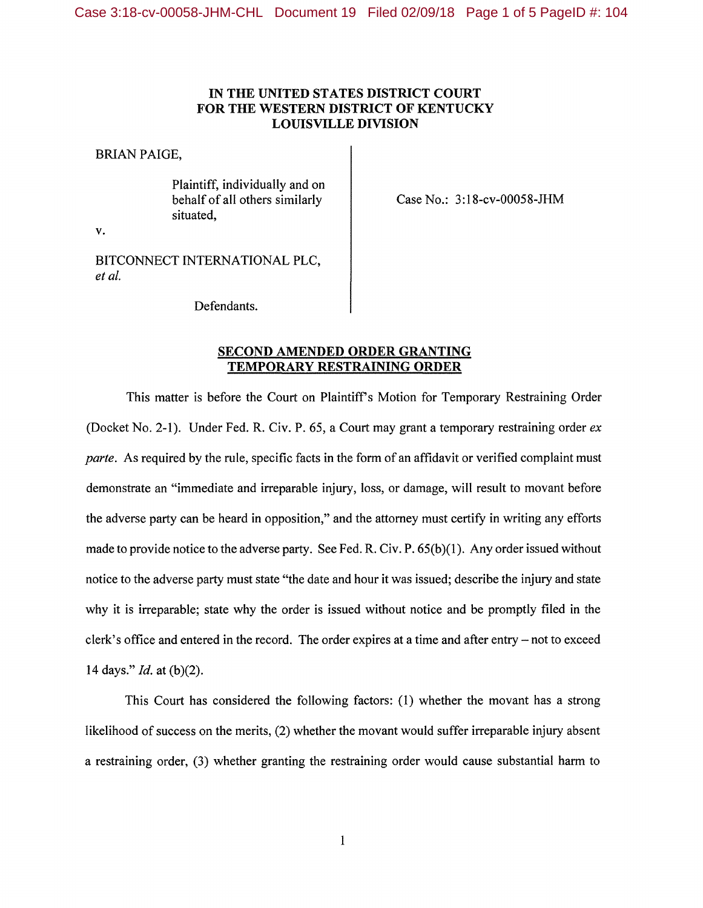**IN THE UNITED STATES DISTRICT COURT**
**FOR THE WESTERN DISTRICT OF KENTUCKY**
**LOUISVILLE DIVISION**

BRIAN PAIGE,

Plaintiff, individually and on behalf of all others similarly situated,

v.

BITCONNECT INTERNATIONAL PLC, *et al.*

Defendants.

Case No.: 3:18-cv-00058-JHM

## SECOND AMENDED ORDER GRANTING TEMPORARY RESTRAINING ORDER

This matter is before the Court on Plaintiff's Motion for Temporary Restraining Order (Docket No. 2-1). Under Fed. R. Civ. P. 65, a Court may grant a temporary restraining order *ex parte*. As required by the rule, specific facts in the form of an affidavit or verified complaint must demonstrate an "immediate and irreparable injury, loss, or damage, will result to movant before the adverse party can be heard in opposition," and the attorney must certify in writing any efforts made to provide notice to the adverse party. See Fed. R. Civ. P. 65(b)(1). Any order issued without notice to the adverse party must state "the date and hour it was issued; describe the injury and state why it is irreparable; state why the order is issued without notice and be promptly filed in the clerk's office and entered in the record. The order expires at a time and after entry – not to exceed 14 days." *Id.* at (b)(2).

This Court has considered the following factors: (1) whether the movant has a strong likelihood of success on the merits, (2) whether the movant would suffer irreparable injury absent a restraining order, (3) whether granting the restraining order would cause substantial harm to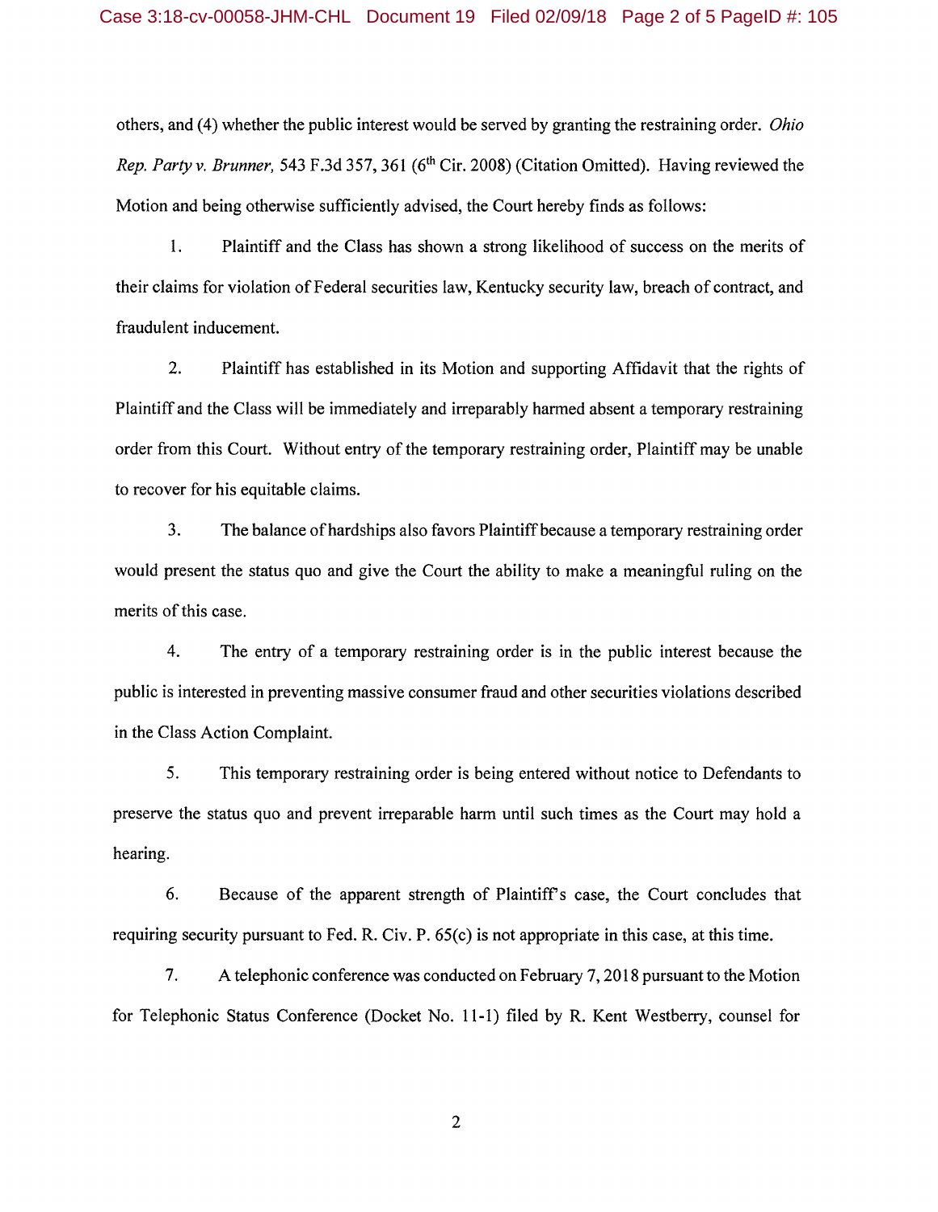others, and (4) whether the public interest would be served by granting the restraining order. *Ohio Rep. Party v. Brunner,* 543 F.3d 357, 361 (6th Cir. 2008) (Citation Omitted). Having reviewed the Motion and being otherwise sufficiently advised, the Court hereby finds as follows:

1. Plaintiff and the Class has shown a strong likelihood of success on the merits of their claims for violation of Federal securities law, Kentucky security law, breach of contract, and fraudulent inducement.

2. Plaintiff has established in its Motion and supporting Affidavit that the rights of Plaintiff and the Class will be immediately and irreparably harmed absent a temporary restraining order from this Court. Without entry of the temporary restraining order, Plaintiff may be unable to recover for his equitable claims.

3. The balance of hardships also favors Plaintiff because a temporary restraining order would present the status quo and give the Court the ability to make a meaningful ruling on the merits of this case.

4. The entry of a temporary restraining order is in the public interest because the public is interested in preventing massive consumer fraud and other securities violations described in the Class Action Complaint.

5. This temporary restraining order is being entered without notice to Defendants to preserve the status quo and prevent irreparable harm until such times as the Court may hold a hearing.

6. Because of the apparent strength of Plaintiff's case, the Court concludes that requiring security pursuant to Fed. R. Civ. P. 65(c) is not appropriate in this case, at this time.

7. A telephonic conference was conducted on February 7, 2018 pursuant to the Motion for Telephonic Status Conference (Docket No. 11-1) filed by R. Kent Westberry, counsel for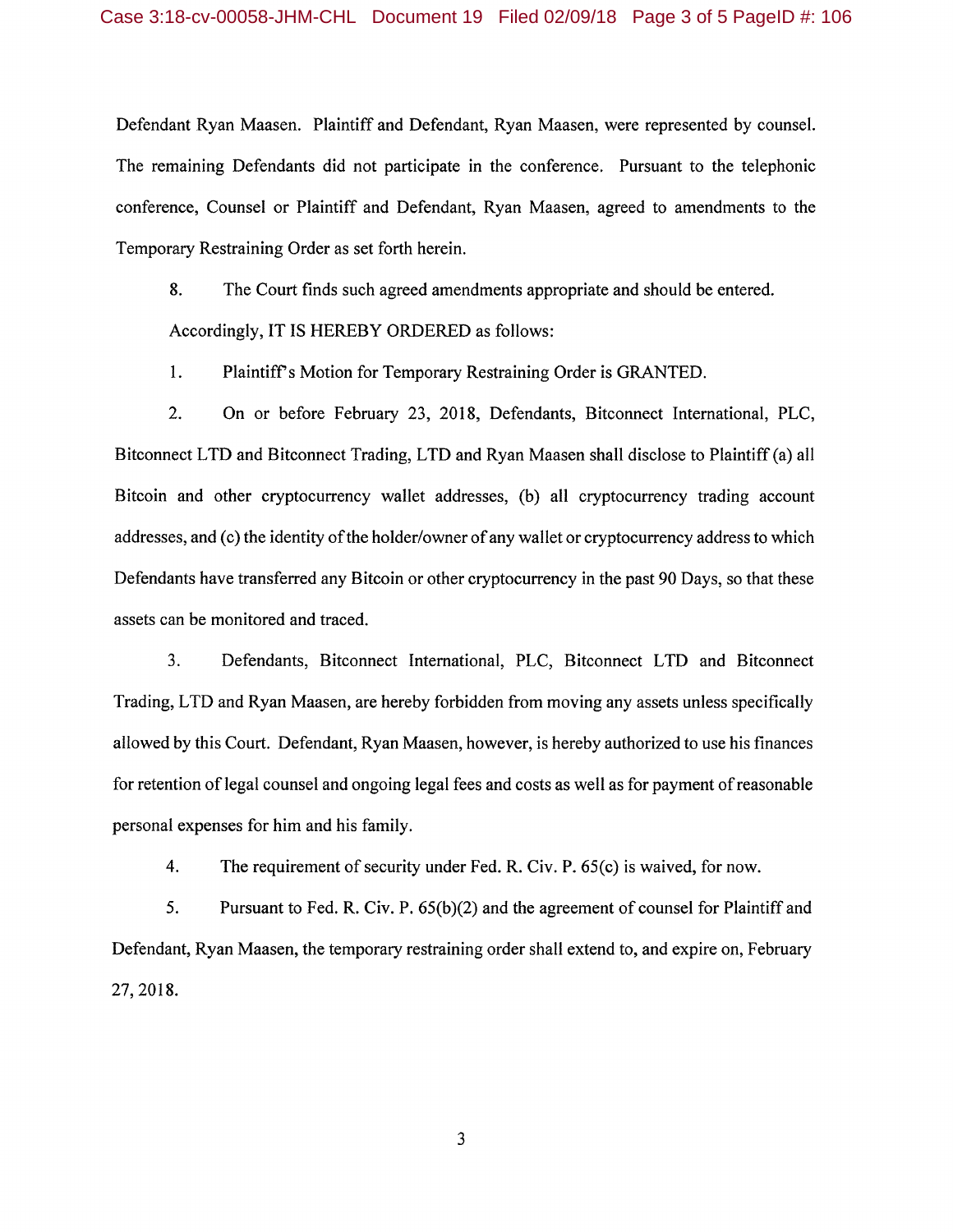Defendant Ryan Maasen. Plaintiff and Defendant, Ryan Maasen, were represented by counsel. The remaining Defendants did not participate in the conference. Pursuant to the telephonic conference, Counsel or Plaintiff and Defendant, Ryan Maasen, agreed to amendments to the Temporary Restraining Order as set forth herein.

8. The Court finds such agreed amendments appropriate and should be entered.

Accordingly, IT IS HEREBY ORDERED as follows:

1. Plaintiff's Motion for Temporary Restraining Order is GRANTED.

2. On or before February 23, 2018, Defendants, Bitconnect International, PLC, Bitconnect LTD and Bitconnect Trading, LTD and Ryan Maasen shall disclose to Plaintiff (a) all Bitcoin and other cryptocurrency wallet addresses, (b) all cryptocurrency trading account addresses, and (c) the identity of the holder/owner of any wallet or cryptocurrency address to which Defendants have transferred any Bitcoin or other cryptocurrency in the past 90 Days, so that these assets can be monitored and traced.

3. Defendants, Bitconnect International, PLC, Bitconnect LTD and Bitconnect Trading, LTD and Ryan Maasen, are hereby forbidden from moving any assets unless specifically allowed by this Court. Defendant, Ryan Maasen, however, is hereby authorized to use his finances for retention of legal counsel and ongoing legal fees and costs as well as for payment of reasonable personal expenses for him and his family.

4. The requirement of security under Fed. R. Civ. P. 65(c) is waived, for now.

5. Pursuant to Fed. R. Civ. P. 65(b)(2) and the agreement of counsel for Plaintiff and Defendant, Ryan Maasen, the temporary restraining order shall extend to, and expire on, February 27, 2018.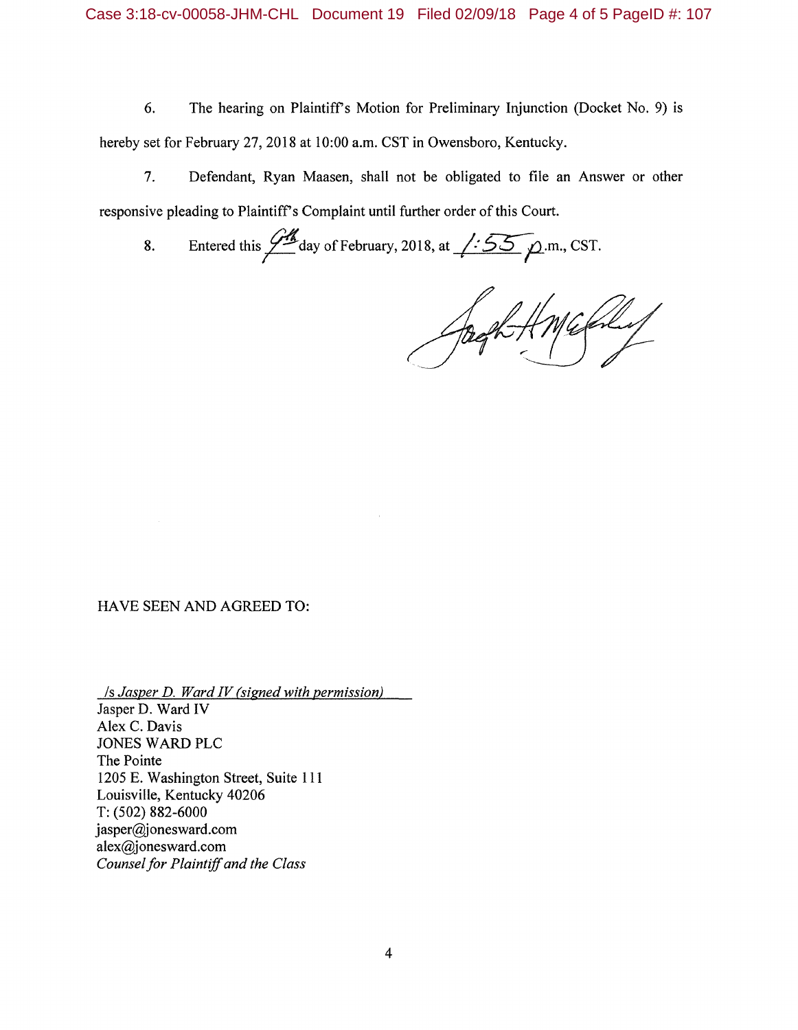6. The hearing on Plaintiff's Motion for Preliminary Injunction (Docket No. 9) is hereby set for February 27, 2018 at 10:00 a.m. CST in Owensboro, Kentucky.

7. Defendant, Ryan Maasen, shall not be obligated to file an Answer or other responsive pleading to Plaintiff's Complaint until further order of this Court.

8. Entered this 9th day of February, 2018, at 1:55 p.m., CST.

HAVE SEEN AND AGREED TO:

*/s Jasper D. Ward IV (signed with permission)*

Jasper D. Ward IV
Alex C. Davis
JONES WARD PLC
The Pointe
1205 E. Washington Street, Suite 111
Louisville, Kentucky 40206
T: (502) 882-6000
jasper@jonesward.com
alex@jonesward.com
*Counsel for Plaintiff and the Class*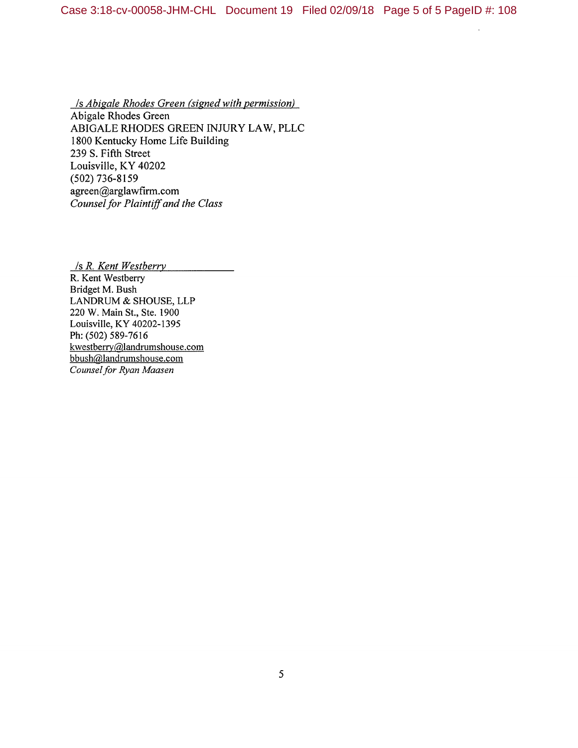/s *Abigale Rhodes Green (signed with permission)*
Abigale Rhodes Green
ABIGALE RHODES GREEN INJURY LAW, PLLC
1800 Kentucky Home Life Building
239 S. Fifth Street
Louisville, KY 40202
(502) 736-8159
agreen@arglawfirm.com
*Counsel for Plaintiff and the Class*

/s *R. Kent Westberry*
R. Kent Westberry
Bridget M. Bush
LANDRUM & SHOUSE, LLP
220 W. Main St., Ste. 1900
Louisville, KY 40202-1395
Ph: (502) 589-7616
kwestberry@landrumshouse.com
bbush@landrumshouse.com
*Counsel for Ryan Maasen*